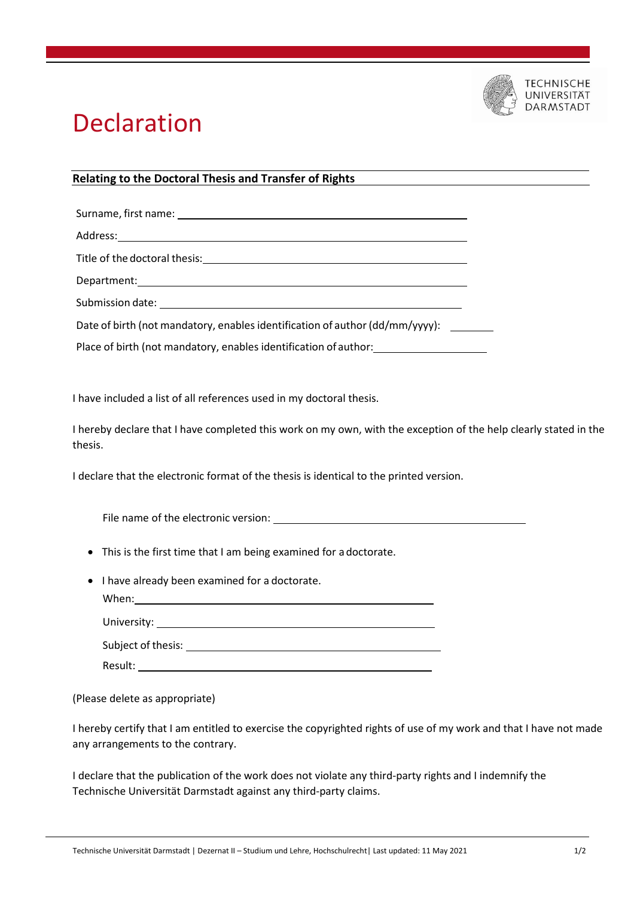# Declaration

**Relating to the Doctoral Thesis and Transfer of Rights**

Surname, first name: ____________________

Address: ____________________

Title of the doctoral thesis: ____________________

Department: ____________________

Submission date: ____________________

Date of birth (not mandatory, enables identification of author (dd/mm/yyyy): ________

Place of birth (not mandatory, enables identification of author: ____________________

I have included a list of all references used in my doctoral thesis.

I hereby declare that I have completed this work on my own, with the exception of the help clearly stated in the thesis.

I declare that the electronic format of the thesis is identical to the printed version.

File name of the electronic version: ____________________

- This is the first time that I am being examined for a doctorate.
- I have already been examined for a doctorate.
  When: ____________________
  University: ____________________
  Subject of thesis: ____________________
  Result: ____________________

(Please delete as appropriate)

I hereby certify that I am entitled to exercise the copyrighted rights of use of my work and that I have not made any arrangements to the contrary.

I declare that the publication of the work does not violate any third-party rights and I indemnify the Technische Universität Darmstadt against any third-party claims.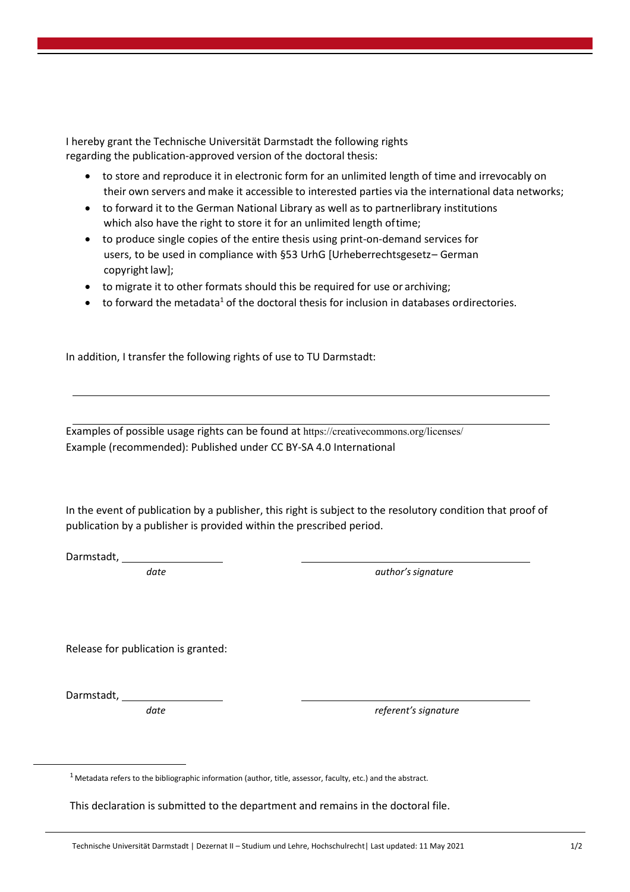I hereby grant the Technische Universität Darmstadt the following rights regarding the publication-approved version of the doctoral thesis:

- to store and reproduce it in electronic form for an unlimited length of time and irrevocably on their own servers and make it accessible to interested parties via the international data networks;
- to forward it to the German National Library as well as to partnerlibrary institutions which also have the right to store it for an unlimited length oftime;
- to produce single copies of the entire thesis using print-on-demand services for users, to be used in compliance with §53 UrhG [Urheberrechtsgesetz– German copyright law];
- to migrate it to other formats should this be required for use or archiving;
- to forward the metadata[1] of the doctoral thesis for inclusion in databases ordirectories.

In addition, I transfer the following rights of use to TU Darmstadt:

\_\_\_\_\_\_\_\_\_\_\_\_\_\_\_\_\_\_\_\_\_\_\_\_\_\_\_\_\_\_\_\_\_\_\_\_\_\_\_\_\_\_\_\_\_\_\_\_\_\_\_\_\_\_\_\_\_\_

\_\_\_\_\_\_\_\_\_\_\_\_\_\_\_\_\_\_\_\_\_\_\_\_\_\_\_\_\_\_\_\_\_\_\_\_\_\_\_\_\_\_\_\_\_\_\_\_\_\_\_\_\_\_\_\_\_\_

Examples of possible usage rights can be found at https://creativecommons.org/licenses/
Example (recommended): Published under CC BY-SA 4.0 International

In the event of publication by a publisher, this right is subject to the resolutory condition that proof of publication by a publisher is provided within the prescribed period.

Darmstadt, \_\_\_\_\_\_\_\_\_\_\_\_\_\_\_\_ \_\_\_\_\_\_\_\_\_\_\_\_\_\_\_\_\_\_\_\_\_\_\_\_\_\_\_\_\_\_

*date* *author's signature*

Release for publication is granted:

Darmstadt, \_\_\_\_\_\_\_\_\_\_\_\_\_\_\_\_ \_\_\_\_\_\_\_\_\_\_\_\_\_\_\_\_\_\_\_\_\_\_\_\_\_\_\_\_\_\_

*date* *referent's signature*

[1] Metadata refers to the bibliographic information (author, title, assessor, faculty, etc.) and the abstract.

This declaration is submitted to the department and remains in the doctoral file.

Technische Universität Darmstadt | Dezernat II – Studium und Lehre, Hochschulrecht | Last updated: 11 May 2021